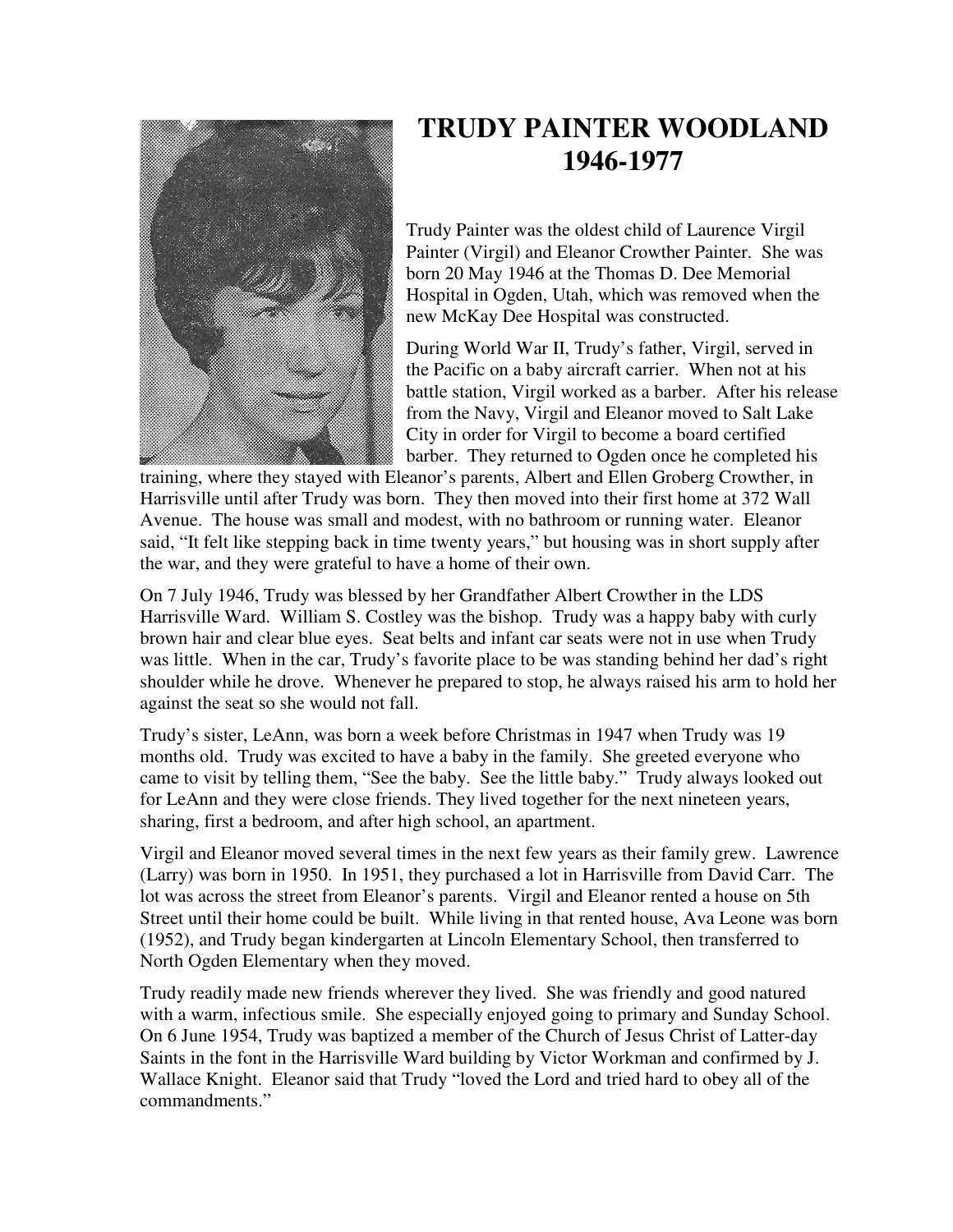# TRUDY PAINTER WOODLAND
# 1946-1977

Trudy Painter was the oldest child of Laurence Virgil Painter (Virgil) and Eleanor Crowther Painter. She was born 20 May 1946 at the Thomas D. Dee Memorial Hospital in Ogden, Utah, which was removed when the new McKay Dee Hospital was constructed.

During World War II, Trudy's father, Virgil, served in the Pacific on a baby aircraft carrier. When not at his battle station, Virgil worked as a barber. After his release from the Navy, Virgil and Eleanor moved to Salt Lake City in order for Virgil to become a board certified barber. They returned to Ogden once he completed his training, where they stayed with Eleanor's parents, Albert and Ellen Groberg Crowther, in Harrisville until after Trudy was born. They then moved into their first home at 372 Wall Avenue. The house was small and modest, with no bathroom or running water. Eleanor said, "It felt like stepping back in time twenty years," but housing was in short supply after the war, and they were grateful to have a home of their own.

On 7 July 1946, Trudy was blessed by her Grandfather Albert Crowther in the LDS Harrisville Ward. William S. Costley was the bishop. Trudy was a happy baby with curly brown hair and clear blue eyes. Seat belts and infant car seats were not in use when Trudy was little. When in the car, Trudy's favorite place to be was standing behind her dad's right shoulder while he drove. Whenever he prepared to stop, he always raised his arm to hold her against the seat so she would not fall.

Trudy's sister, LeAnn, was born a week before Christmas in 1947 when Trudy was 19 months old. Trudy was excited to have a baby in the family. She greeted everyone who came to visit by telling them, "See the baby. See the little baby." Trudy always looked out for LeAnn and they were close friends. They lived together for the next nineteen years, sharing, first a bedroom, and after high school, an apartment.

Virgil and Eleanor moved several times in the next few years as their family grew. Lawrence (Larry) was born in 1950. In 1951, they purchased a lot in Harrisville from David Carr. The lot was across the street from Eleanor's parents. Virgil and Eleanor rented a house on 5th Street until their home could be built. While living in that rented house, Ava Leone was born (1952), and Trudy began kindergarten at Lincoln Elementary School, then transferred to North Ogden Elementary when they moved.

Trudy readily made new friends wherever they lived. She was friendly and good natured with a warm, infectious smile. She especially enjoyed going to primary and Sunday School. On 6 June 1954, Trudy was baptized a member of the Church of Jesus Christ of Latter-day Saints in the font in the Harrisville Ward building by Victor Workman and confirmed by J. Wallace Knight. Eleanor said that Trudy "loved the Lord and tried hard to obey all of the commandments."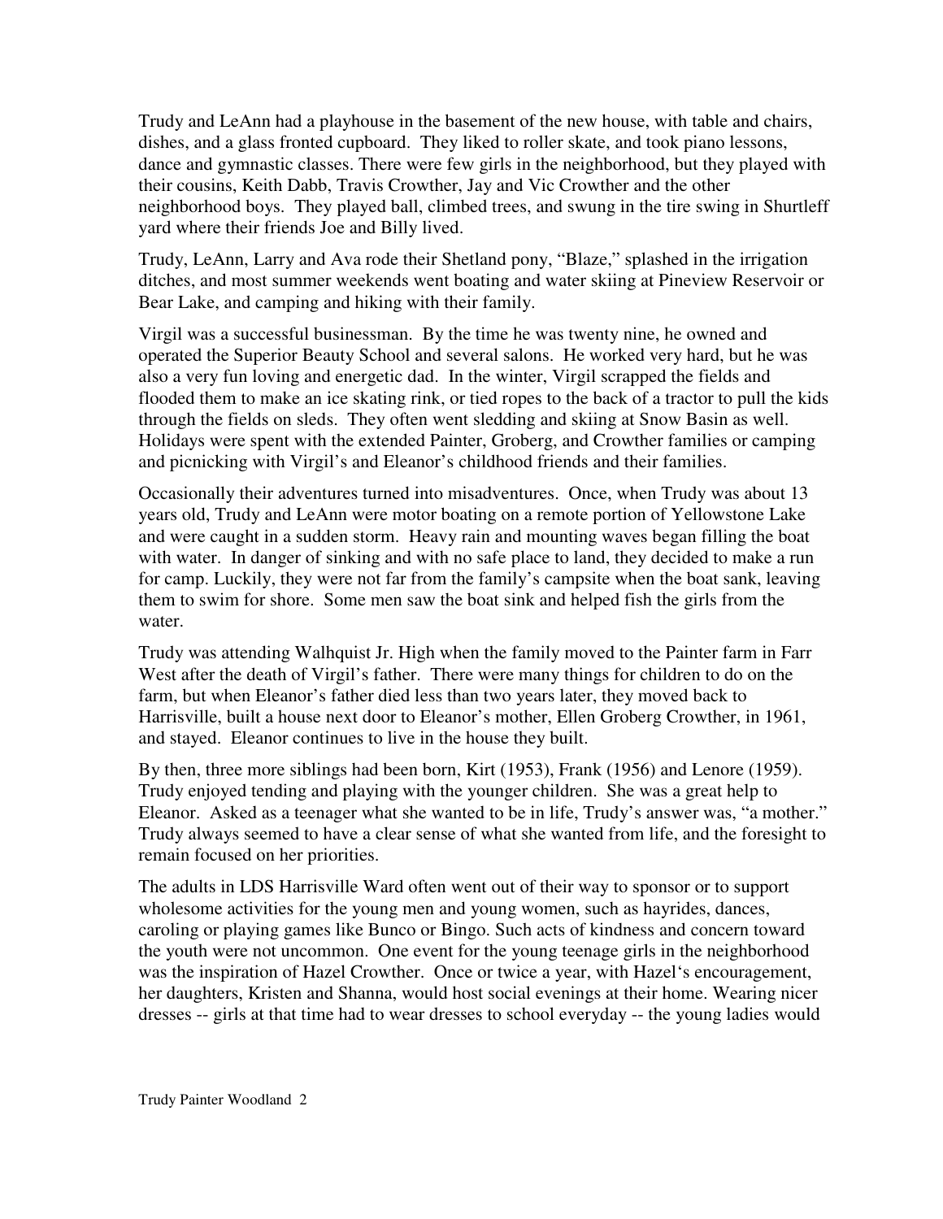Trudy and LeAnn had a playhouse in the basement of the new house, with table and chairs, dishes, and a glass fronted cupboard. They liked to roller skate, and took piano lessons, dance and gymnastic classes. There were few girls in the neighborhood, but they played with their cousins, Keith Dabb, Travis Crowther, Jay and Vic Crowther and the other neighborhood boys. They played ball, climbed trees, and swung in the tire swing in Shurtleff yard where their friends Joe and Billy lived.

Trudy, LeAnn, Larry and Ava rode their Shetland pony, "Blaze," splashed in the irrigation ditches, and most summer weekends went boating and water skiing at Pineview Reservoir or Bear Lake, and camping and hiking with their family.

Virgil was a successful businessman. By the time he was twenty nine, he owned and operated the Superior Beauty School and several salons. He worked very hard, but he was also a very fun loving and energetic dad. In the winter, Virgil scrapped the fields and flooded them to make an ice skating rink, or tied ropes to the back of a tractor to pull the kids through the fields on sleds. They often went sledding and skiing at Snow Basin as well. Holidays were spent with the extended Painter, Groberg, and Crowther families or camping and picnicking with Virgil's and Eleanor's childhood friends and their families.

Occasionally their adventures turned into misadventures. Once, when Trudy was about 13 years old, Trudy and LeAnn were motor boating on a remote portion of Yellowstone Lake and were caught in a sudden storm. Heavy rain and mounting waves began filling the boat with water. In danger of sinking and with no safe place to land, they decided to make a run for camp. Luckily, they were not far from the family's campsite when the boat sank, leaving them to swim for shore. Some men saw the boat sink and helped fish the girls from the water.

Trudy was attending Walhquist Jr. High when the family moved to the Painter farm in Farr West after the death of Virgil's father. There were many things for children to do on the farm, but when Eleanor's father died less than two years later, they moved back to Harrisville, built a house next door to Eleanor's mother, Ellen Groberg Crowther, in 1961, and stayed. Eleanor continues to live in the house they built.

By then, three more siblings had been born, Kirt (1953), Frank (1956) and Lenore (1959). Trudy enjoyed tending and playing with the younger children. She was a great help to Eleanor. Asked as a teenager what she wanted to be in life, Trudy's answer was, "a mother." Trudy always seemed to have a clear sense of what she wanted from life, and the foresight to remain focused on her priorities.

The adults in LDS Harrisville Ward often went out of their way to sponsor or to support wholesome activities for the young men and young women, such as hayrides, dances, caroling or playing games like Bunco or Bingo. Such acts of kindness and concern toward the youth were not uncommon. One event for the young teenage girls in the neighborhood was the inspiration of Hazel Crowther. Once or twice a year, with Hazel's encouragement, her daughters, Kristen and Shanna, would host social evenings at their home. Wearing nicer dresses -- girls at that time had to wear dresses to school everyday -- the young ladies would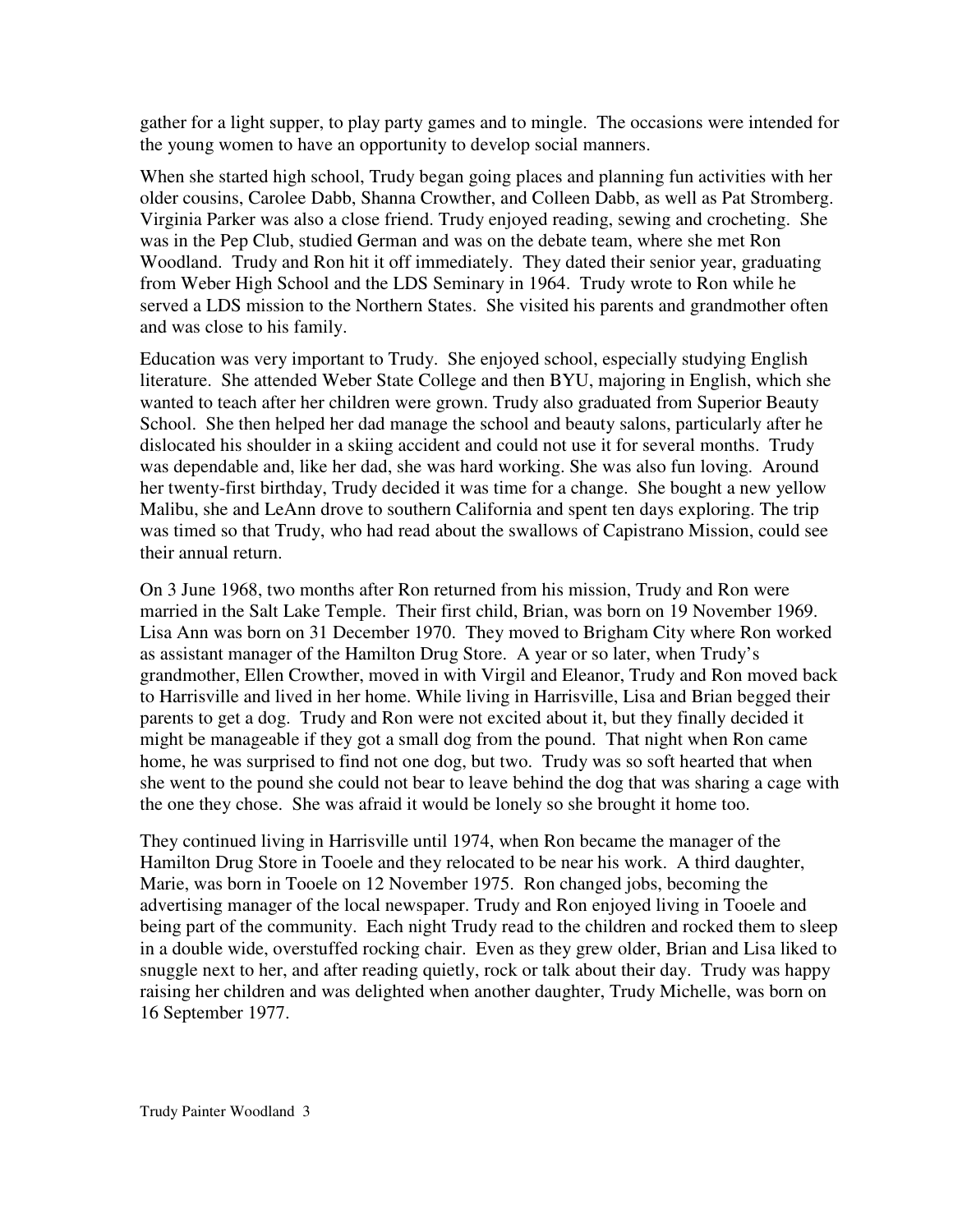gather for a light supper, to play party games and to mingle. The occasions were intended for the young women to have an opportunity to develop social manners.

When she started high school, Trudy began going places and planning fun activities with her older cousins, Carolee Dabb, Shanna Crowther, and Colleen Dabb, as well as Pat Stromberg. Virginia Parker was also a close friend. Trudy enjoyed reading, sewing and crocheting. She was in the Pep Club, studied German and was on the debate team, where she met Ron Woodland. Trudy and Ron hit it off immediately. They dated their senior year, graduating from Weber High School and the LDS Seminary in 1964. Trudy wrote to Ron while he served a LDS mission to the Northern States. She visited his parents and grandmother often and was close to his family.

Education was very important to Trudy. She enjoyed school, especially studying English literature. She attended Weber State College and then BYU, majoring in English, which she wanted to teach after her children were grown. Trudy also graduated from Superior Beauty School. She then helped her dad manage the school and beauty salons, particularly after he dislocated his shoulder in a skiing accident and could not use it for several months. Trudy was dependable and, like her dad, she was hard working. She was also fun loving. Around her twenty-first birthday, Trudy decided it was time for a change. She bought a new yellow Malibu, she and LeAnn drove to southern California and spent ten days exploring. The trip was timed so that Trudy, who had read about the swallows of Capistrano Mission, could see their annual return.

On 3 June 1968, two months after Ron returned from his mission, Trudy and Ron were married in the Salt Lake Temple. Their first child, Brian, was born on 19 November 1969. Lisa Ann was born on 31 December 1970. They moved to Brigham City where Ron worked as assistant manager of the Hamilton Drug Store. A year or so later, when Trudy's grandmother, Ellen Crowther, moved in with Virgil and Eleanor, Trudy and Ron moved back to Harrisville and lived in her home. While living in Harrisville, Lisa and Brian begged their parents to get a dog. Trudy and Ron were not excited about it, but they finally decided it might be manageable if they got a small dog from the pound. That night when Ron came home, he was surprised to find not one dog, but two. Trudy was so soft hearted that when she went to the pound she could not bear to leave behind the dog that was sharing a cage with the one they chose. She was afraid it would be lonely so she brought it home too.

They continued living in Harrisville until 1974, when Ron became the manager of the Hamilton Drug Store in Tooele and they relocated to be near his work. A third daughter, Marie, was born in Tooele on 12 November 1975. Ron changed jobs, becoming the advertising manager of the local newspaper. Trudy and Ron enjoyed living in Tooele and being part of the community. Each night Trudy read to the children and rocked them to sleep in a double wide, overstuffed rocking chair. Even as they grew older, Brian and Lisa liked to snuggle next to her, and after reading quietly, rock or talk about their day. Trudy was happy raising her children and was delighted when another daughter, Trudy Michelle, was born on 16 September 1977.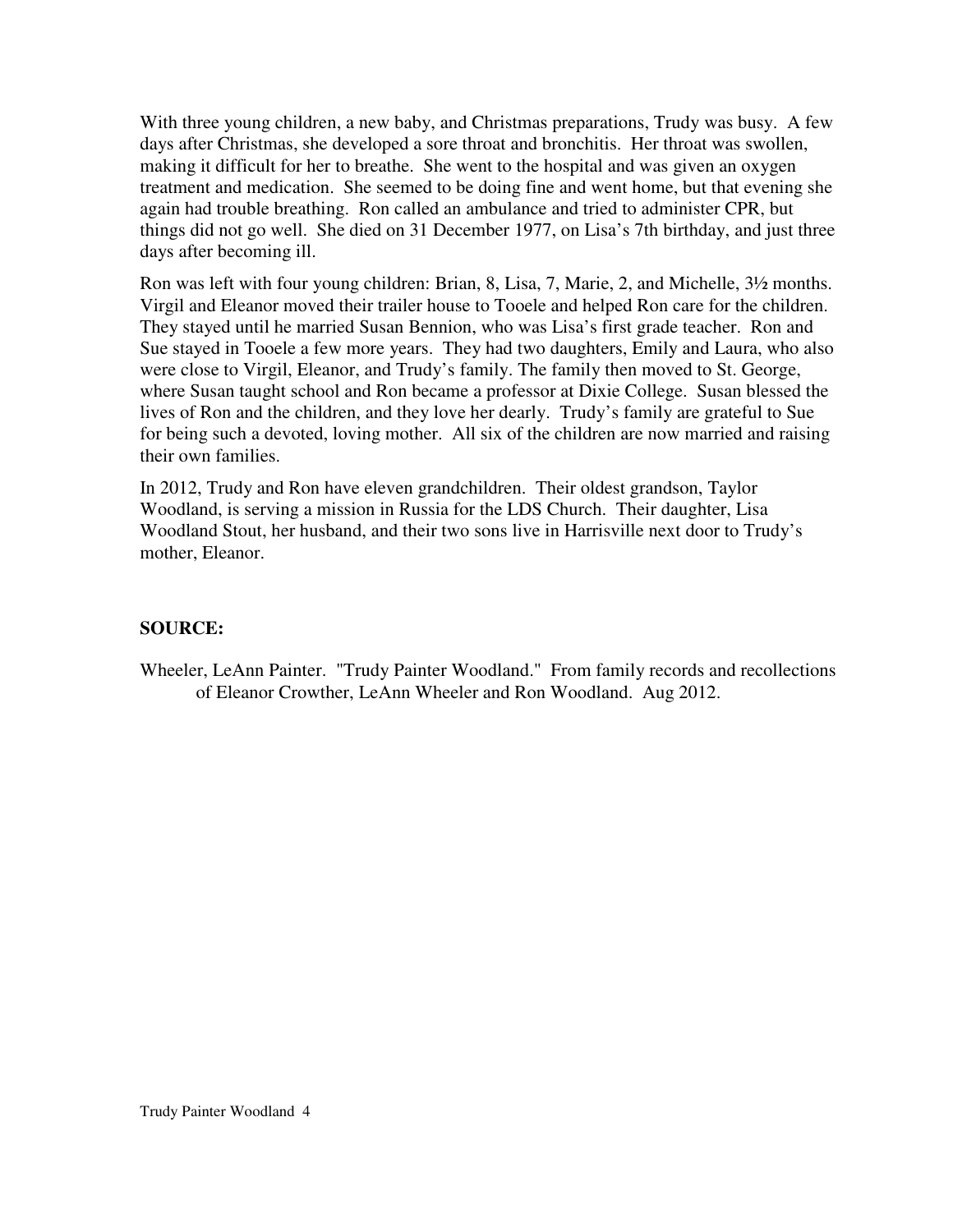With three young children, a new baby, and Christmas preparations, Trudy was busy. A few days after Christmas, she developed a sore throat and bronchitis. Her throat was swollen, making it difficult for her to breathe. She went to the hospital and was given an oxygen treatment and medication. She seemed to be doing fine and went home, but that evening she again had trouble breathing. Ron called an ambulance and tried to administer CPR, but things did not go well. She died on 31 December 1977, on Lisa's 7th birthday, and just three days after becoming ill.

Ron was left with four young children: Brian, 8, Lisa, 7, Marie, 2, and Michelle, 3½ months. Virgil and Eleanor moved their trailer house to Tooele and helped Ron care for the children. They stayed until he married Susan Bennion, who was Lisa's first grade teacher. Ron and Sue stayed in Tooele a few more years. They had two daughters, Emily and Laura, who also were close to Virgil, Eleanor, and Trudy's family. The family then moved to St. George, where Susan taught school and Ron became a professor at Dixie College. Susan blessed the lives of Ron and the children, and they love her dearly. Trudy's family are grateful to Sue for being such a devoted, loving mother. All six of the children are now married and raising their own families.

In 2012, Trudy and Ron have eleven grandchildren. Their oldest grandson, Taylor Woodland, is serving a mission in Russia for the LDS Church. Their daughter, Lisa Woodland Stout, her husband, and their two sons live in Harrisville next door to Trudy's mother, Eleanor.

**SOURCE:**

Wheeler, LeAnn Painter. "Trudy Painter Woodland." From family records and recollections of Eleanor Crowther, LeAnn Wheeler and Ron Woodland. Aug 2012.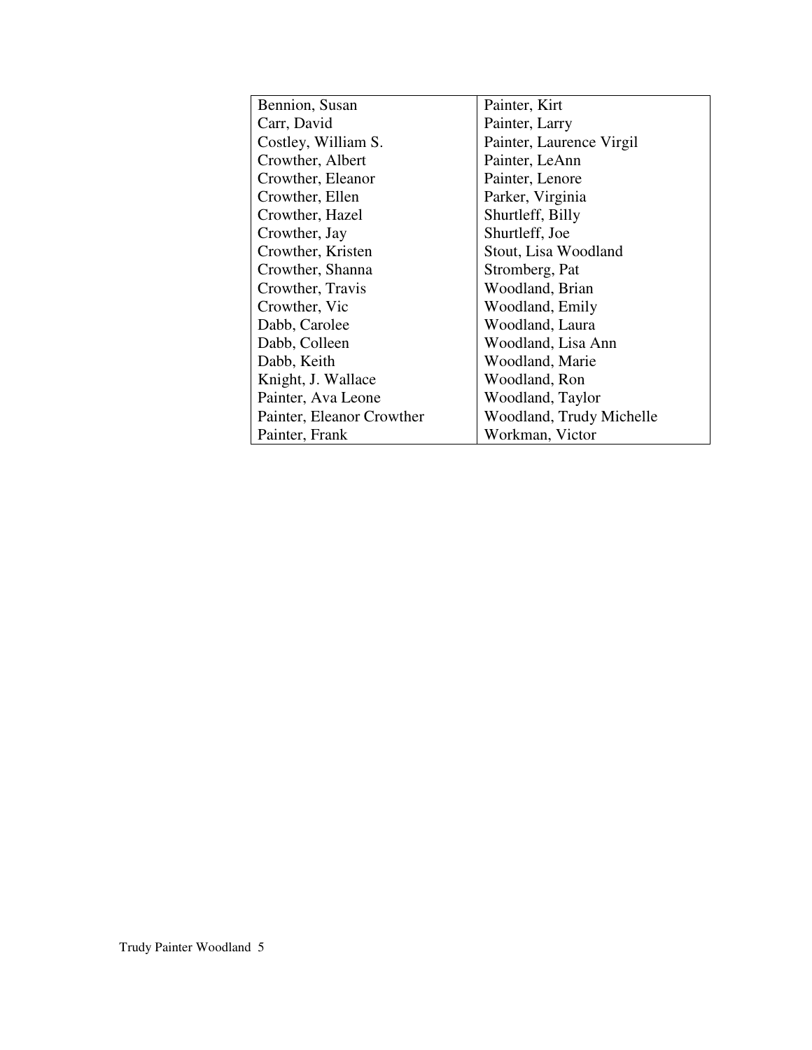| | |
|---|---|
| Bennion, Susan | Painter, Kirt |
| Carr, David | Painter, Larry |
| Costley, William S. | Painter, Laurence Virgil |
| Crowther, Albert | Painter, LeAnn |
| Crowther, Eleanor | Painter, Lenore |
| Crowther, Ellen | Parker, Virginia |
| Crowther, Hazel | Shurtleff, Billy |
| Crowther, Jay | Shurtleff, Joe |
| Crowther, Kristen | Stout, Lisa Woodland |
| Crowther, Shanna | Stromberg, Pat |
| Crowther, Travis | Woodland, Brian |
| Crowther, Vic | Woodland, Emily |
| Dabb, Carolee | Woodland, Laura |
| Dabb, Colleen | Woodland, Lisa Ann |
| Dabb, Keith | Woodland, Marie |
| Knight, J. Wallace | Woodland, Ron |
| Painter, Ava Leone | Woodland, Taylor |
| Painter, Eleanor Crowther | Woodland, Trudy Michelle |
| Painter, Frank | Workman, Victor |